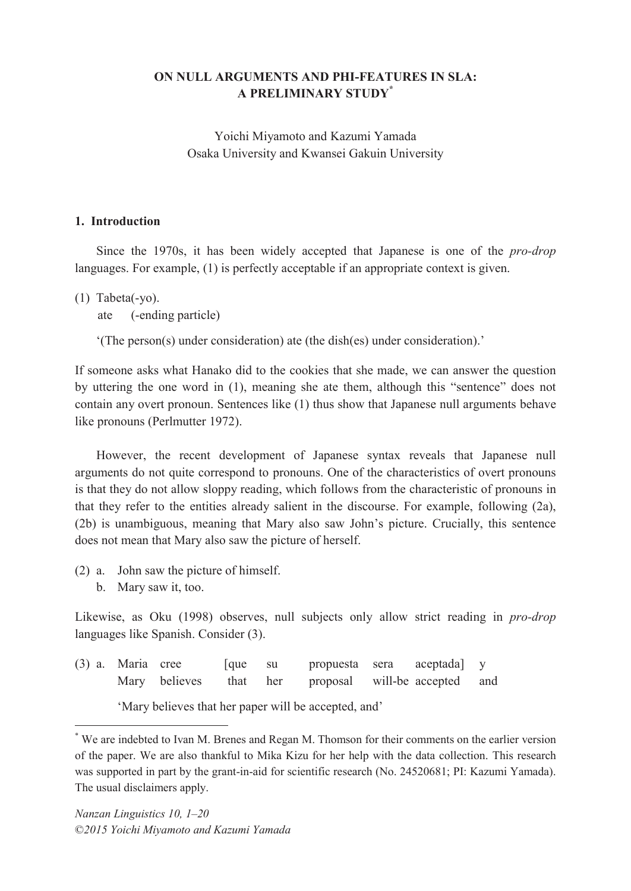# ON NULL ARGUMENTS AND PHI-FEATURES IN SLA: A PRELIMINARY STUDY[*]

Yoichi Miyamoto and Kazumi Yamada
Osaka University and Kwansei Gakuin University

## 1. Introduction

Since the 1970s, it has been widely accepted that Japanese is one of the *pro-drop* languages. For example, (1) is perfectly acceptable if an appropriate context is given.

(1) Tabeta(-yo).
ate (-ending particle)

'(The person(s) under consideration) ate (the dish(es) under consideration).'

If someone asks what Hanako did to the cookies that she made, we can answer the question by uttering the one word in (1), meaning she ate them, although this "sentence" does not contain any overt pronoun. Sentences like (1) thus show that Japanese null arguments behave like pronouns (Perlmutter 1972).

However, the recent development of Japanese syntax reveals that Japanese null arguments do not quite correspond to pronouns. One of the characteristics of overt pronouns is that they do not allow sloppy reading, which follows from the characteristic of pronouns in that they refer to the entities already salient in the discourse. For example, following (2a), (2b) is unambiguous, meaning that Mary also saw John's picture. Crucially, this sentence does not mean that Mary also saw the picture of herself.

(2) a. John saw the picture of himself.
b. Mary saw it, too.

Likewise, as Oku (1998) observes, null subjects only allow strict reading in *pro-drop* languages like Spanish. Consider (3).

(3) a. Maria cree [que su propuesta sera aceptada] y
Mary believes that her proposal will-be accepted and

'Mary believes that her paper will be accepted, and'

---

[*] We are indebted to Ivan M. Brenes and Regan M. Thomson for their comments on the earlier version of the paper. We are also thankful to Mika Kizu for her help with the data collection. This research was supported in part by the grant-in-aid for scientific research (No. 24520681; PI: Kazumi Yamada). The usual disclaimers apply.

*Nanzan Linguistics 10, 1–20*
*©2015 Yoichi Miyamoto and Kazumi Yamada*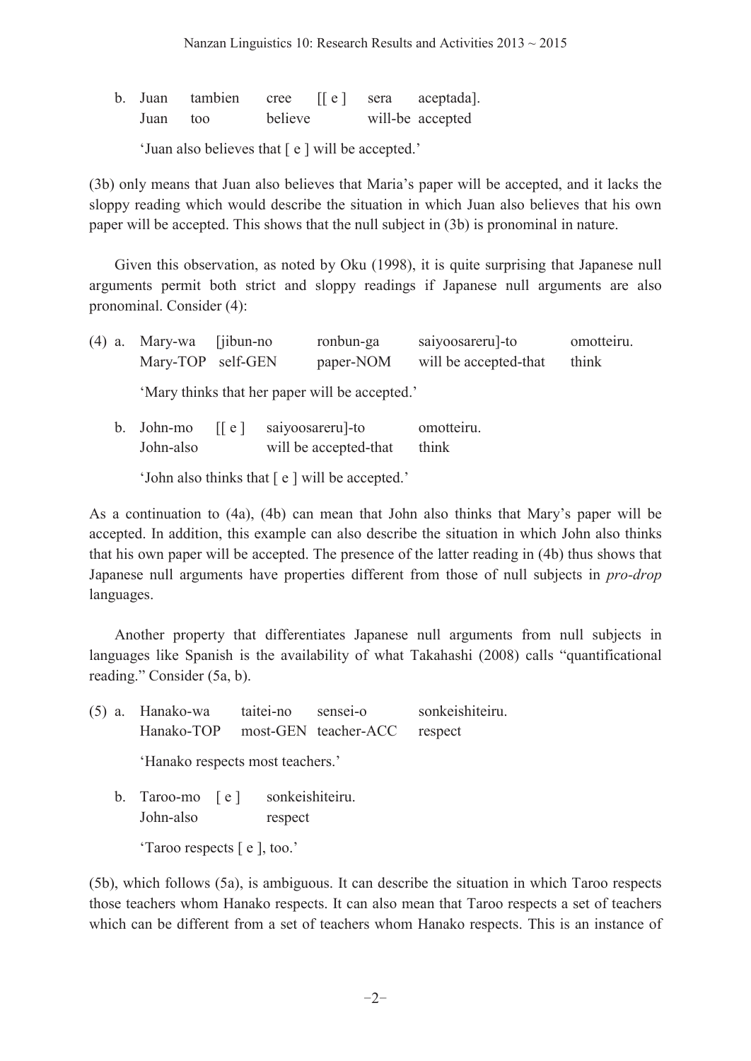b. Juan tambien cree [[ e ] sera aceptada].
   Juan too believe will-be accepted

   'Juan also believes that [ e ] will be accepted.'

(3b) only means that Juan also believes that Maria's paper will be accepted, and it lacks the sloppy reading which would describe the situation in which Juan also believes that his own paper will be accepted. This shows that the null subject in (3b) is pronominal in nature.

Given this observation, as noted by Oku (1998), it is quite surprising that Japanese null arguments permit both strict and sloppy readings if Japanese null arguments are also pronominal. Consider (4):

(4) a. Mary-wa [jibun-no ronbun-ga saiyoosareru]-to omotteiru.
   Mary-TOP self-GEN paper-NOM will be accepted-that think

   'Mary thinks that her paper will be accepted.'

b. John-mo [[ e ] saiyoosareru]-to omotteiru.
   John-also will be accepted-that think

   'John also thinks that [ e ] will be accepted.'

As a continuation to (4a), (4b) can mean that John also thinks that Mary's paper will be accepted. In addition, this example can also describe the situation in which John also thinks that his own paper will be accepted. The presence of the latter reading in (4b) thus shows that Japanese null arguments have properties different from those of null subjects in *pro-drop* languages.

Another property that differentiates Japanese null arguments from null subjects in languages like Spanish is the availability of what Takahashi (2008) calls "quantificational reading." Consider (5a, b).

(5) a. Hanako-wa taitei-no sensei-o sonkeishiteiru.
   Hanako-TOP most-GEN teacher-ACC respect

   'Hanako respects most teachers.'

b. Taroo-mo [ e ] sonkeishiteiru.
   John-also respect

   'Taroo respects [ e ], too.'

(5b), which follows (5a), is ambiguous. It can describe the situation in which Taroo respects those teachers whom Hanako respects. It can also mean that Taroo respects a set of teachers which can be different from a set of teachers whom Hanako respects. This is an instance of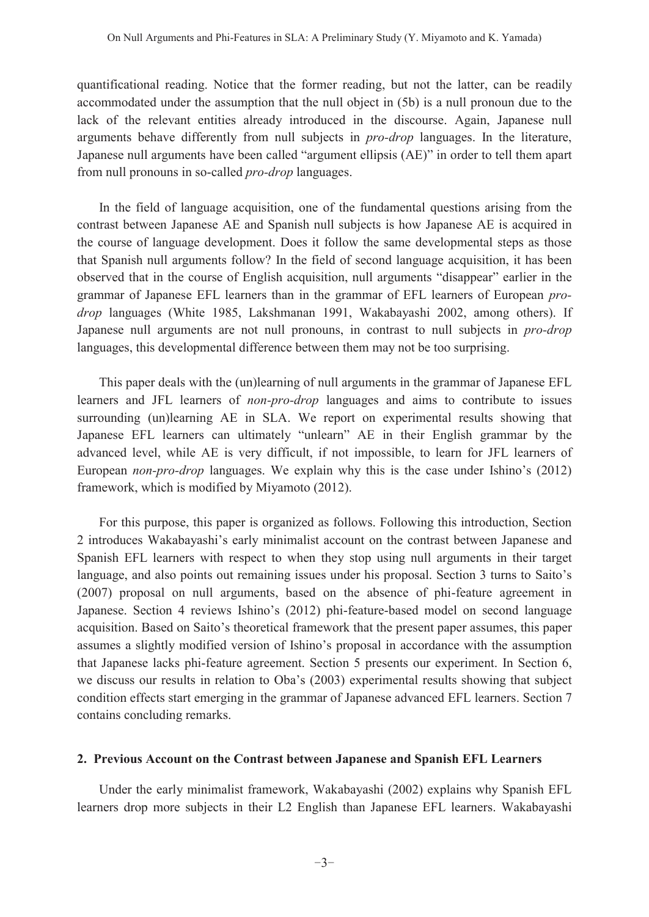quantificational reading. Notice that the former reading, but not the latter, can be readily accommodated under the assumption that the null object in (5b) is a null pronoun due to the lack of the relevant entities already introduced in the discourse. Again, Japanese null arguments behave differently from null subjects in *pro-drop* languages. In the literature, Japanese null arguments have been called "argument ellipsis (AE)" in order to tell them apart from null pronouns in so-called *pro-drop* languages.

In the field of language acquisition, one of the fundamental questions arising from the contrast between Japanese AE and Spanish null subjects is how Japanese AE is acquired in the course of language development. Does it follow the same developmental steps as those that Spanish null arguments follow? In the field of second language acquisition, it has been observed that in the course of English acquisition, null arguments "disappear" earlier in the grammar of Japanese EFL learners than in the grammar of EFL learners of European *pro-drop* languages (White 1985, Lakshmanan 1991, Wakabayashi 2002, among others). If Japanese null arguments are not null pronouns, in contrast to null subjects in *pro-drop* languages, this developmental difference between them may not be too surprising.

This paper deals with the (un)learning of null arguments in the grammar of Japanese EFL learners and JFL learners of *non-pro-drop* languages and aims to contribute to issues surrounding (un)learning AE in SLA. We report on experimental results showing that Japanese EFL learners can ultimately "unlearn" AE in their English grammar by the advanced level, while AE is very difficult, if not impossible, to learn for JFL learners of European *non-pro-drop* languages. We explain why this is the case under Ishino's (2012) framework, which is modified by Miyamoto (2012).

For this purpose, this paper is organized as follows. Following this introduction, Section 2 introduces Wakabayashi's early minimalist account on the contrast between Japanese and Spanish EFL learners with respect to when they stop using null arguments in their target language, and also points out remaining issues under his proposal. Section 3 turns to Saito's (2007) proposal on null arguments, based on the absence of phi-feature agreement in Japanese. Section 4 reviews Ishino's (2012) phi-feature-based model on second language acquisition. Based on Saito's theoretical framework that the present paper assumes, this paper assumes a slightly modified version of Ishino's proposal in accordance with the assumption that Japanese lacks phi-feature agreement. Section 5 presents our experiment. In Section 6, we discuss our results in relation to Oba's (2003) experimental results showing that subject condition effects start emerging in the grammar of Japanese advanced EFL learners. Section 7 contains concluding remarks.

## 2. Previous Account on the Contrast between Japanese and Spanish EFL Learners

Under the early minimalist framework, Wakabayashi (2002) explains why Spanish EFL learners drop more subjects in their L2 English than Japanese EFL learners. Wakabayashi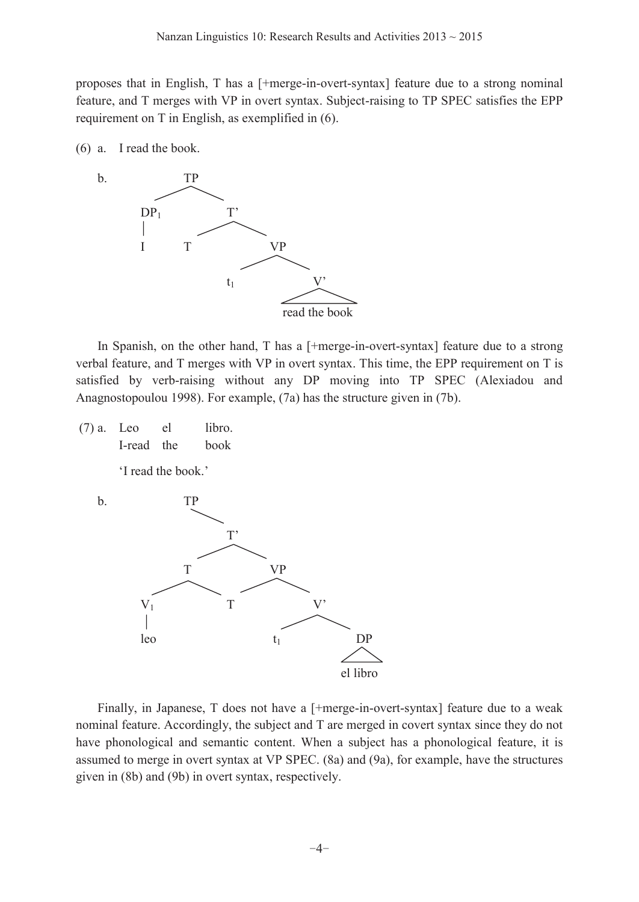proposes that in English, T has a [+merge-in-overt-syntax] feature due to a strong nominal feature, and T merges with VP in overt syntax. Subject-raising to TP SPEC satisfies the EPP requirement on T in English, as exemplified in (6).

(6) a. I read the book.

b.

```
            TP
          /    \
      DP1        T'
       |       /    \
       I      T      VP
                   /    \
                 t1      V'
                        /\
                 read the book
```

In Spanish, on the other hand, T has a [+merge-in-overt-syntax] feature due to a strong verbal feature, and T merges with VP in overt syntax. This time, the EPP requirement on T is satisfied by verb-raising without any DP moving into TP SPEC (Alexiadou and Anagnostopoulou 1998). For example, (7a) has the structure given in (7b).

(7) a. Leo el libro.
   I-read the book
   'I read the book.'

b.

```
            TP
              \
               T'
             /    \
           T        VP
         /   \    /    \
       V1     T        V'
       |             /    \
      leo          t1      DP
                           /\
                        el libro
```

Finally, in Japanese, T does not have a [+merge-in-overt-syntax] feature due to a weak nominal feature. Accordingly, the subject and T are merged in covert syntax since they do not have phonological and semantic content. When a subject has a phonological feature, it is assumed to merge in overt syntax at VP SPEC. (8a) and (9a), for example, have the structures given in (8b) and (9b) in overt syntax, respectively.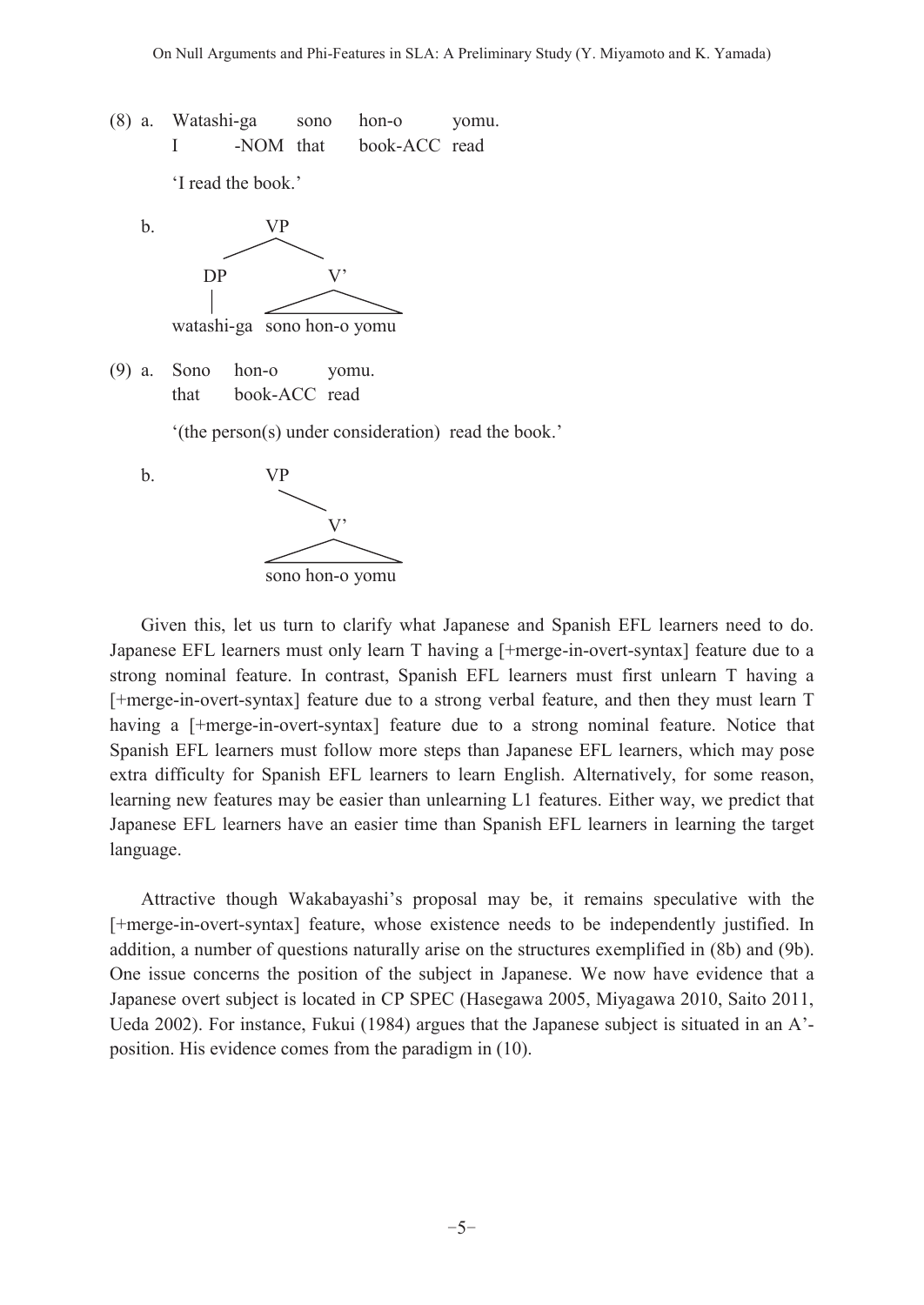(8) a. Watashi-ga sono hon-o yomu.
I -NOM that book-ACC read

'I read the book.'

b.

```
            VP
          /    \
        DP      V'
        |      /  \
watashi-ga  sono hon-o yomu
```

(9) a. Sono hon-o yomu.
that book-ACC read

'(the person(s) under consideration) read the book.'

b.

```
            VP
              \
               V'
              /  \
        sono hon-o yomu
```

Given this, let us turn to clarify what Japanese and Spanish EFL learners need to do. Japanese EFL learners must only learn T having a [+merge-in-overt-syntax] feature due to a strong nominal feature. In contrast, Spanish EFL learners must first unlearn T having a [+merge-in-overt-syntax] feature due to a strong verbal feature, and then they must learn T having a [+merge-in-overt-syntax] feature due to a strong nominal feature. Notice that Spanish EFL learners must follow more steps than Japanese EFL learners, which may pose extra difficulty for Spanish EFL learners to learn English. Alternatively, for some reason, learning new features may be easier than unlearning L1 features. Either way, we predict that Japanese EFL learners have an easier time than Spanish EFL learners in learning the target language.

Attractive though Wakabayashi's proposal may be, it remains speculative with the [+merge-in-overt-syntax] feature, whose existence needs to be independently justified. In addition, a number of questions naturally arise on the structures exemplified in (8b) and (9b). One issue concerns the position of the subject in Japanese. We now have evidence that a Japanese overt subject is located in CP SPEC (Hasegawa 2005, Miyagawa 2010, Saito 2011, Ueda 2002). For instance, Fukui (1984) argues that the Japanese subject is situated in an A'-position. His evidence comes from the paradigm in (10).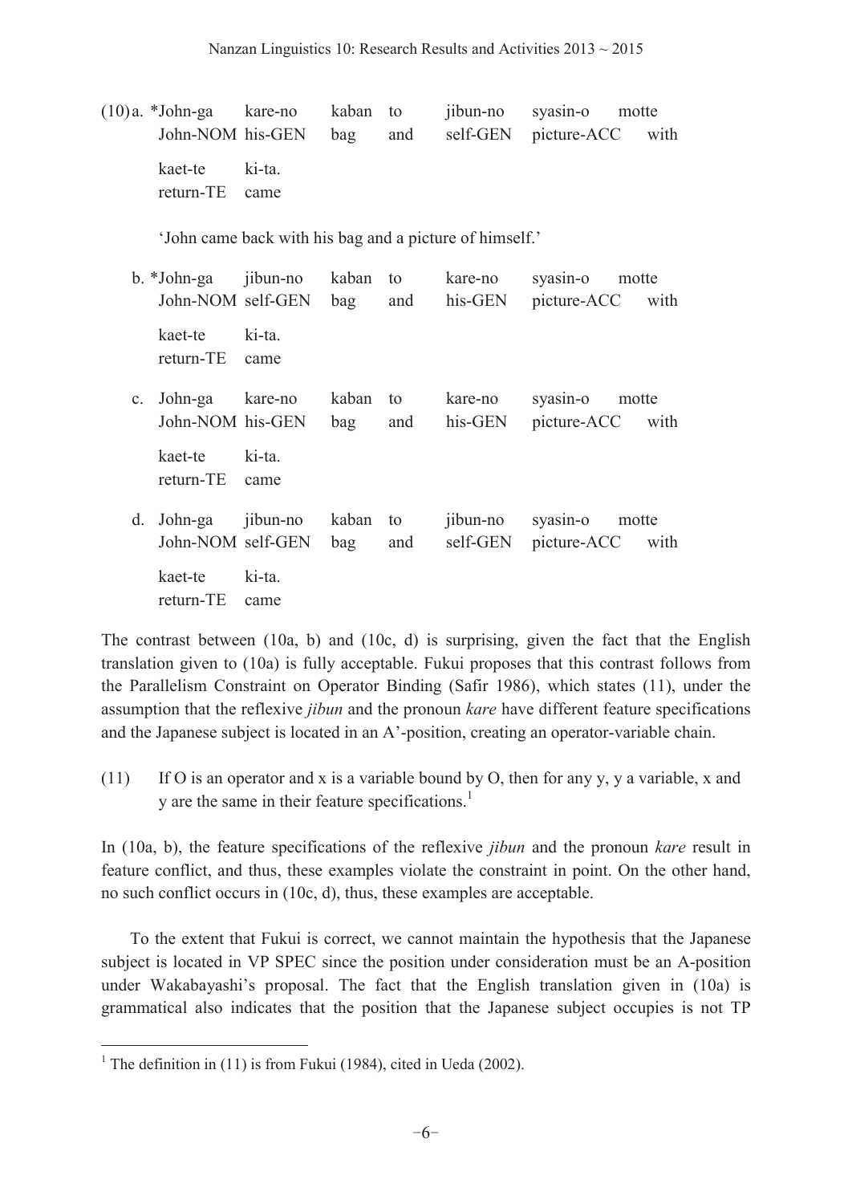(10) a. *John-ga kare-no kaban to jibun-no syasin-o motte
John-NOM his-GEN bag and self-GEN picture-ACC with
kaet-te ki-ta.
return-TE came

'John came back with his bag and a picture of himself.'

b. *John-ga jibun-no kaban to kare-no syasin-o motte
John-NOM self-GEN bag and his-GEN picture-ACC with
kaet-te ki-ta.
return-TE came

c. John-ga kare-no kaban to kare-no syasin-o motte
John-NOM his-GEN bag and his-GEN picture-ACC with
kaet-te ki-ta.
return-TE came

d. John-ga jibun-no kaban to jibun-no syasin-o motte
John-NOM self-GEN bag and self-GEN picture-ACC with
kaet-te ki-ta.
return-TE came

The contrast between (10a, b) and (10c, d) is surprising, given the fact that the English translation given to (10a) is fully acceptable. Fukui proposes that this contrast follows from the Parallelism Constraint on Operator Binding (Safir 1986), which states (11), under the assumption that the reflexive *jibun* and the pronoun *kare* have different feature specifications and the Japanese subject is located in an A'-position, creating an operator-variable chain.

(11) If O is an operator and x is a variable bound by O, then for any y, y a variable, x and y are the same in their feature specifications.[1]

In (10a, b), the feature specifications of the reflexive *jibun* and the pronoun *kare* result in feature conflict, and thus, these examples violate the constraint in point. On the other hand, no such conflict occurs in (10c, d), thus, these examples are acceptable.

To the extent that Fukui is correct, we cannot maintain the hypothesis that the Japanese subject is located in VP SPEC since the position under consideration must be an A-position under Wakabayashi's proposal. The fact that the English translation given in (10a) is grammatical also indicates that the position that the Japanese subject occupies is not TP

[1] The definition in (11) is from Fukui (1984), cited in Ueda (2002).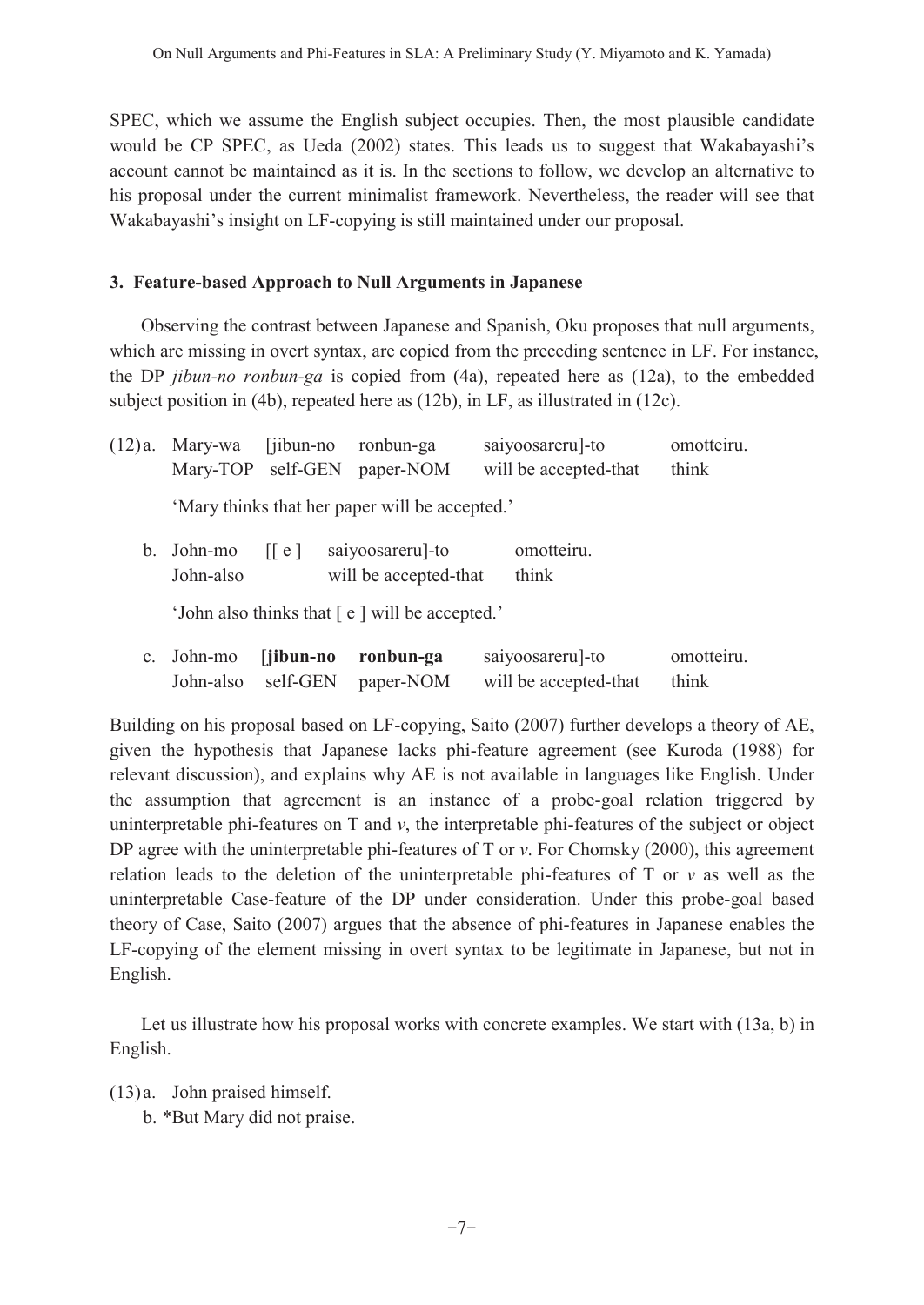SPEC, which we assume the English subject occupies. Then, the most plausible candidate would be CP SPEC, as Ueda (2002) states. This leads us to suggest that Wakabayashi's account cannot be maintained as it is. In the sections to follow, we develop an alternative to his proposal under the current minimalist framework. Nevertheless, the reader will see that Wakabayashi's insight on LF-copying is still maintained under our proposal.

## 3. Feature-based Approach to Null Arguments in Japanese

Observing the contrast between Japanese and Spanish, Oku proposes that null arguments, which are missing in overt syntax, are copied from the preceding sentence in LF. For instance, the DP *jibun-no ronbun-ga* is copied from (4a), repeated here as (12a), to the embedded subject position in (4b), repeated here as (12b), in LF, as illustrated in (12c).

(12) a. Mary-wa [jibun-no ronbun-ga saiyoosareru]-to omotteiru.
Mary-TOP self-GEN paper-NOM will be accepted-that think
'Mary thinks that her paper will be accepted.'

b. John-mo [[ e ] saiyoosareru]-to omotteiru.
John-also will be accepted-that think
'John also thinks that [ e ] will be accepted.'

c. John-mo [**jibun-no ronbun-ga** saiyoosareru]-to omotteiru.
John-also self-GEN paper-NOM will be accepted-that think

Building on his proposal based on LF-copying, Saito (2007) further develops a theory of AE, given the hypothesis that Japanese lacks phi-feature agreement (see Kuroda (1988) for relevant discussion), and explains why AE is not available in languages like English. Under the assumption that agreement is an instance of a probe-goal relation triggered by uninterpretable phi-features on T and *v*, the interpretable phi-features of the subject or object DP agree with the uninterpretable phi-features of T or *v*. For Chomsky (2000), this agreement relation leads to the deletion of the uninterpretable phi-features of T or *v* as well as the uninterpretable Case-feature of the DP under consideration. Under this probe-goal based theory of Case, Saito (2007) argues that the absence of phi-features in Japanese enables the LF-copying of the element missing in overt syntax to be legitimate in Japanese, but not in English.

Let us illustrate how his proposal works with concrete examples. We start with (13a, b) in English.

(13) a. John praised himself.
b. *But Mary did not praise.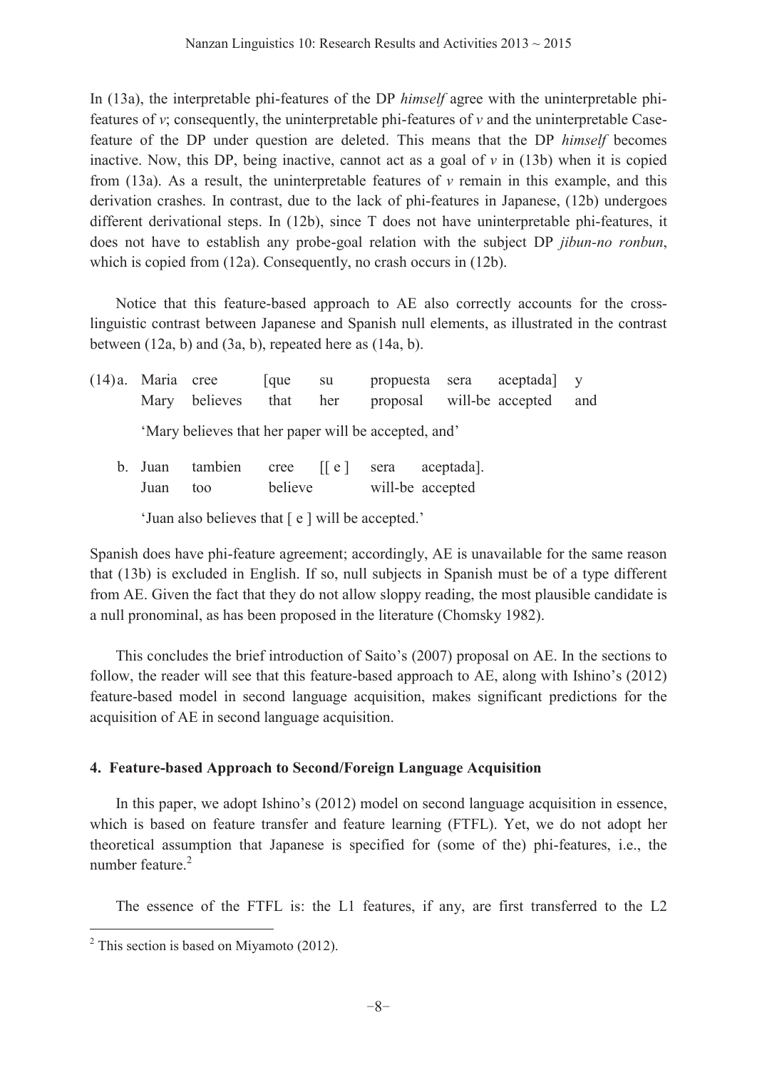In (13a), the interpretable phi-features of the DP *himself* agree with the uninterpretable phi-features of *v*; consequently, the uninterpretable phi-features of *v* and the uninterpretable Case-feature of the DP under question are deleted. This means that the DP *himself* becomes inactive. Now, this DP, being inactive, cannot act as a goal of *v* in (13b) when it is copied from (13a). As a result, the uninterpretable features of *v* remain in this example, and this derivation crashes. In contrast, due to the lack of phi-features in Japanese, (12b) undergoes different derivational steps. In (12b), since T does not have uninterpretable phi-features, it does not have to establish any probe-goal relation with the subject DP *jibun-no ronbun*, which is copied from (12a). Consequently, no crash occurs in (12b).

Notice that this feature-based approach to AE also correctly accounts for the cross-linguistic contrast between Japanese and Spanish null elements, as illustrated in the contrast between (12a, b) and (3a, b), repeated here as (14a, b).

(14) a. Maria cree [que su propuesta sera aceptada] y
   Mary believes that her proposal will-be accepted and

   'Mary believes that her paper will be accepted, and'

  b. Juan tambien cree [[ e ] sera aceptada].
   Juan too believe will-be accepted

   'Juan also believes that [ e ] will be accepted.'

Spanish does have phi-feature agreement; accordingly, AE is unavailable for the same reason that (13b) is excluded in English. If so, null subjects in Spanish must be of a type different from AE. Given the fact that they do not allow sloppy reading, the most plausible candidate is a null pronominal, as has been proposed in the literature (Chomsky 1982).

This concludes the brief introduction of Saito's (2007) proposal on AE. In the sections to follow, the reader will see that this feature-based approach to AE, along with Ishino's (2012) feature-based model in second language acquisition, makes significant predictions for the acquisition of AE in second language acquisition.

## 4. Feature-based Approach to Second/Foreign Language Acquisition

In this paper, we adopt Ishino's (2012) model on second language acquisition in essence, which is based on feature transfer and feature learning (FTFL). Yet, we do not adopt her theoretical assumption that Japanese is specified for (some of the) phi-features, i.e., the number feature.[2]

The essence of the FTFL is: the L1 features, if any, are first transferred to the L2

---

[2] This section is based on Miyamoto (2012).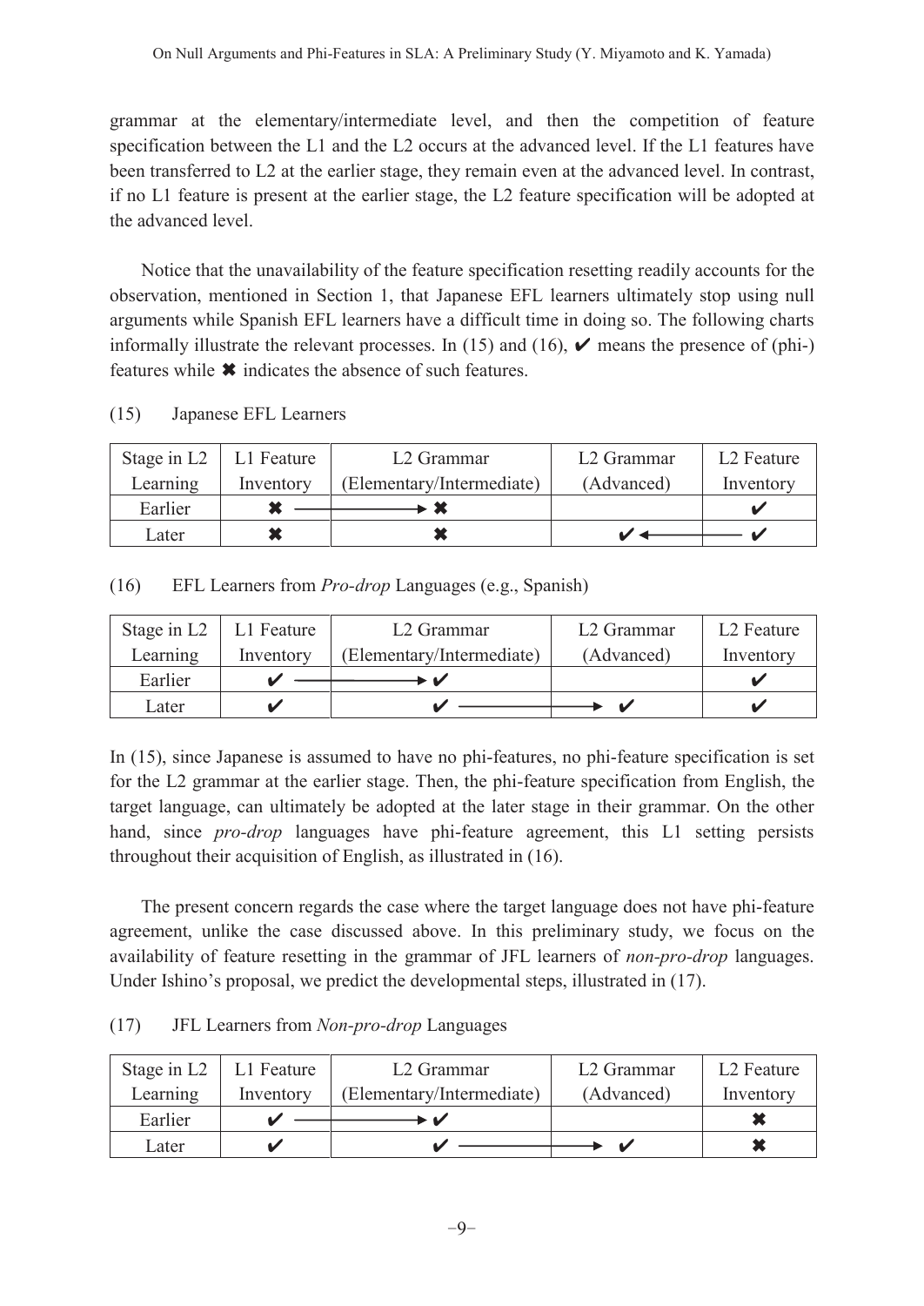grammar at the elementary/intermediate level, and then the competition of feature specification between the L1 and the L2 occurs at the advanced level. If the L1 features have been transferred to L2 at the earlier stage, they remain even at the advanced level. In contrast, if no L1 feature is present at the earlier stage, the L2 feature specification will be adopted at the advanced level.

Notice that the unavailability of the feature specification resetting readily accounts for the observation, mentioned in Section 1, that Japanese EFL learners ultimately stop using null arguments while Spanish EFL learners have a difficult time in doing so. The following charts informally illustrate the relevant processes. In (15) and (16), ✔ means the presence of (phi-) features while ✖ indicates the absence of such features.

(15) Japanese EFL Learners

| Stage in L2 Learning | L1 Feature Inventory | L2 Grammar (Elementary/Intermediate) | L2 Grammar (Advanced) | L2 Feature Inventory |
|---|---|---|---|---|
| Earlier | ✖ ——————→ | ✖ | | ✔ |
| Later | ✖ | ✖ | ✔ ←—————— | ✔ |

(16) EFL Learners from *Pro-drop* Languages (e.g., Spanish)

| Stage in L2 Learning | L1 Feature Inventory | L2 Grammar (Elementary/Intermediate) | L2 Grammar (Advanced) | L2 Feature Inventory |
|---|---|---|---|---|
| Earlier | ✔ ——————→ | ✔ | | ✔ |
| Later | ✔ | ✔ ——————→ | ✔ | ✔ |

In (15), since Japanese is assumed to have no phi-features, no phi-feature specification is set for the L2 grammar at the earlier stage. Then, the phi-feature specification from English, the target language, can ultimately be adopted at the later stage in their grammar. On the other hand, since *pro-drop* languages have phi-feature agreement, this L1 setting persists throughout their acquisition of English, as illustrated in (16).

The present concern regards the case where the target language does not have phi-feature agreement, unlike the case discussed above. In this preliminary study, we focus on the availability of feature resetting in the grammar of JFL learners of *non-pro-drop* languages. Under Ishino's proposal, we predict the developmental steps, illustrated in (17).

(17) JFL Learners from *Non-pro-drop* Languages

| Stage in L2 Learning | L1 Feature Inventory | L2 Grammar (Elementary/Intermediate) | L2 Grammar (Advanced) | L2 Feature Inventory |
|---|---|---|---|---|
| Earlier | ✔ ——————→ | ✔ | | ✖ |
| Later | ✔ | ✔ ——————→ | ✔ | ✖ |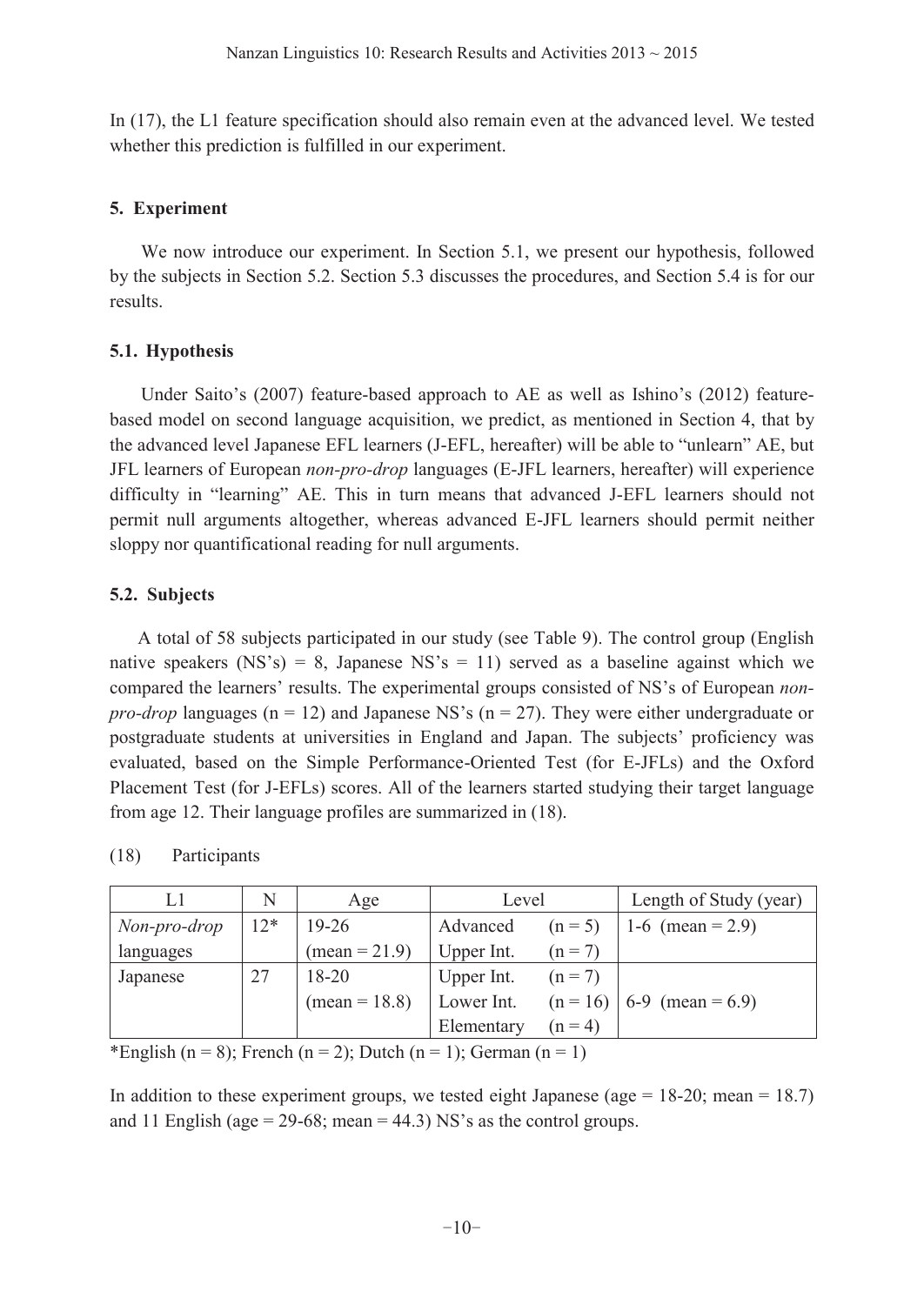In (17), the L1 feature specification should also remain even at the advanced level. We tested whether this prediction is fulfilled in our experiment.

## 5. Experiment

We now introduce our experiment. In Section 5.1, we present our hypothesis, followed by the subjects in Section 5.2. Section 5.3 discusses the procedures, and Section 5.4 is for our results.

### 5.1. Hypothesis

Under Saito's (2007) feature-based approach to AE as well as Ishino's (2012) feature-based model on second language acquisition, we predict, as mentioned in Section 4, that by the advanced level Japanese EFL learners (J-EFL, hereafter) will be able to "unlearn" AE, but JFL learners of European *non-pro-drop* languages (E-JFL learners, hereafter) will experience difficulty in "learning" AE. This in turn means that advanced J-EFL learners should not permit null arguments altogether, whereas advanced E-JFL learners should permit neither sloppy nor quantificational reading for null arguments.

### 5.2. Subjects

A total of 58 subjects participated in our study (see Table 9). The control group (English native speakers (NS's) = 8, Japanese NS's = 11) served as a baseline against which we compared the learners' results. The experimental groups consisted of NS's of European *non-pro-drop* languages (n = 12) and Japanese NS's (n = 27). They were either undergraduate or postgraduate students at universities in England and Japan. The subjects' proficiency was evaluated, based on the Simple Performance-Oriented Test (for E-JFLs) and the Oxford Placement Test (for J-EFLs) scores. All of the learners started studying their target language from age 12. Their language profiles are summarized in (18).

(18) Participants

| L1 | N | Age | Level | | Length of Study (year) |
|---|---|---|---|---|---|
| *Non-pro-drop* languages | 12* | 19-26 (mean = 21.9) | Advanced | (n = 5) | 1-6 (mean = 2.9) |
| | | | Upper Int. | (n = 7) | |
| Japanese | 27 | 18-20 (mean = 18.8) | Upper Int. | (n = 7) | 6-9 (mean = 6.9) |
| | | | Lower Int. | (n = 16) | |
| | | | Elementary | (n = 4) | |

*English (n = 8); French (n = 2); Dutch (n = 1); German (n = 1)

In addition to these experiment groups, we tested eight Japanese (age = 18-20; mean = 18.7) and 11 English (age = 29-68; mean = 44.3) NS's as the control groups.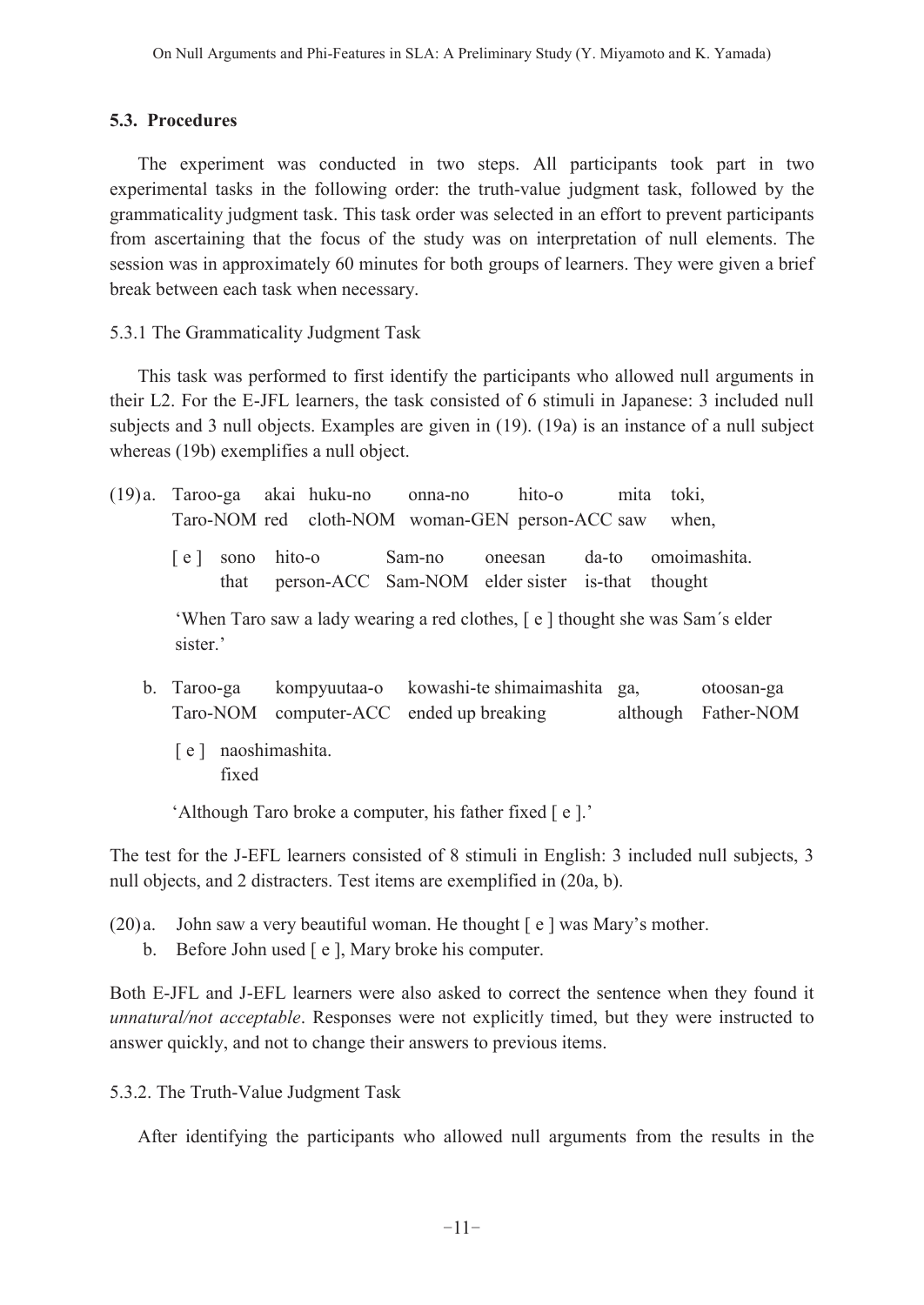### 5.3. Procedures

The experiment was conducted in two steps. All participants took part in two experimental tasks in the following order: the truth-value judgment task, followed by the grammaticality judgment task. This task order was selected in an effort to prevent participants from ascertaining that the focus of the study was on interpretation of null elements. The session was in approximately 60 minutes for both groups of learners. They were given a brief break between each task when necessary.

5.3.1 The Grammaticality Judgment Task

This task was performed to first identify the participants who allowed null arguments in their L2. For the E-JFL learners, the task consisted of 6 stimuli in Japanese: 3 included null subjects and 3 null objects. Examples are given in (19). (19a) is an instance of a null subject whereas (19b) exemplifies a null object.

(19) a. Taroo-ga akai huku-no onna-no hito-o mita toki,
Taro-NOM red cloth-NOM woman-GEN person-ACC saw when,

[ e ] sono hito-o Sam-no oneesan da-to omoimashita.
that person-ACC Sam-NOM elder sister is-that thought

'When Taro saw a lady wearing a red clothes, [ e ] thought she was Sam´s elder sister.'

b. Taroo-ga kompyuutaa-o kowashi-te shimaimashita ga, otoosan-ga
Taro-NOM computer-ACC ended up breaking although Father-NOM

[ e ] naoshimashita.
fixed

'Although Taro broke a computer, his father fixed [ e ].'

The test for the J-EFL learners consisted of 8 stimuli in English: 3 included null subjects, 3 null objects, and 2 distracters. Test items are exemplified in (20a, b).

(20) a. John saw a very beautiful woman. He thought [ e ] was Mary's mother.
b. Before John used [ e ], Mary broke his computer.

Both E-JFL and J-EFL learners were also asked to correct the sentence when they found it *unnatural/not acceptable*. Responses were not explicitly timed, but they were instructed to answer quickly, and not to change their answers to previous items.

5.3.2. The Truth-Value Judgment Task

After identifying the participants who allowed null arguments from the results in the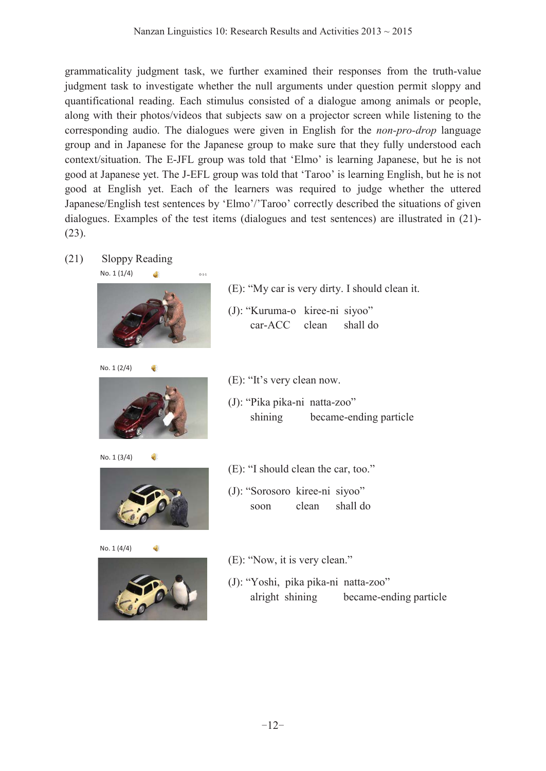grammaticality judgment task, we further examined their responses from the truth-value judgment task to investigate whether the null arguments under question permit sloppy and quantificational reading. Each stimulus consisted of a dialogue among animals or people, along with their photos/videos that subjects saw on a projector screen while listening to the corresponding audio. The dialogues were given in English for the *non-pro-drop* language group and in Japanese for the Japanese group to make sure that they fully understood each context/situation. The E-JFL group was told that 'Elmo' is learning Japanese, but he is not good at Japanese yet. The J-EFL group was told that 'Taroo' is learning English, but he is not good at English yet. Each of the learners was required to judge whether the uttered Japanese/English test sentences by 'Elmo'/'Taroo' correctly described the situations of given dialogues. Examples of the test items (dialogues and test sentences) are illustrated in (21)-(23).

(21) Sloppy Reading

No. 1 (1/4)

(E): "My car is very dirty. I should clean it.

(J): "Kuruma-o kiree-ni siyoo"
car-ACC clean shall do

No. 1 (2/4)

(E): "It's very clean now.

(J): "Pika pika-ni natta-zoo"
shining became-ending particle

No. 1 (3/4)

(E): "I should clean the car, too."

(J): "Sorosoro kiree-ni siyoo"
soon clean shall do

No. 1 (4/4)

(E): "Now, it is very clean."

(J): "Yoshi, pika pika-ni natta-zoo"
alright shining became-ending particle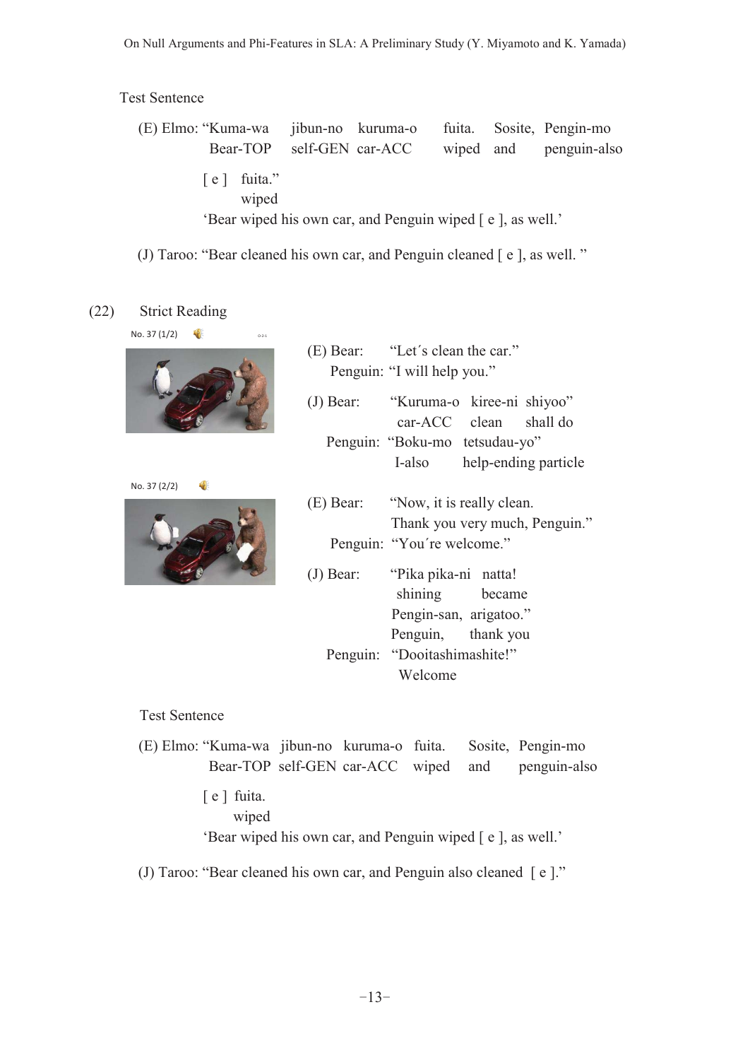Test Sentence

(E) Elmo: "Kuma-wa jibun-no kuruma-o fuita. Sosite, Pengin-mo
Bear-TOP self-GEN car-ACC wiped and penguin-also

[ e ] fuita."
wiped

'Bear wiped his own car, and Penguin wiped [ e ], as well.'

(J) Taroo: "Bear cleaned his own car, and Penguin cleaned [ e ], as well. "

(22) Strict Reading

No. 37 (1/2)

(E) Bear: "Let´s clean the car."
Penguin: "I will help you."

(J) Bear: "Kuruma-o kiree-ni shiyoo"
car-ACC clean shall do
Penguin: "Boku-mo tetsudau-yo"
I-also help-ending particle

No. 37 (2/2)

(E) Bear: "Now, it is really clean.
Thank you very much, Penguin."
Penguin: "You´re welcome."

(J) Bear: "Pika pika-ni natta!
shining became
Pengin-san, arigatoo."
Penguin, thank you
Penguin: "Dooitashimashite!"
Welcome

Test Sentence

(E) Elmo: "Kuma-wa jibun-no kuruma-o fuita. Sosite, Pengin-mo
Bear-TOP self-GEN car-ACC wiped and penguin-also

[ e ] fuita.
wiped

'Bear wiped his own car, and Penguin wiped [ e ], as well.'

(J) Taroo: "Bear cleaned his own car, and Penguin also cleaned [ e ]."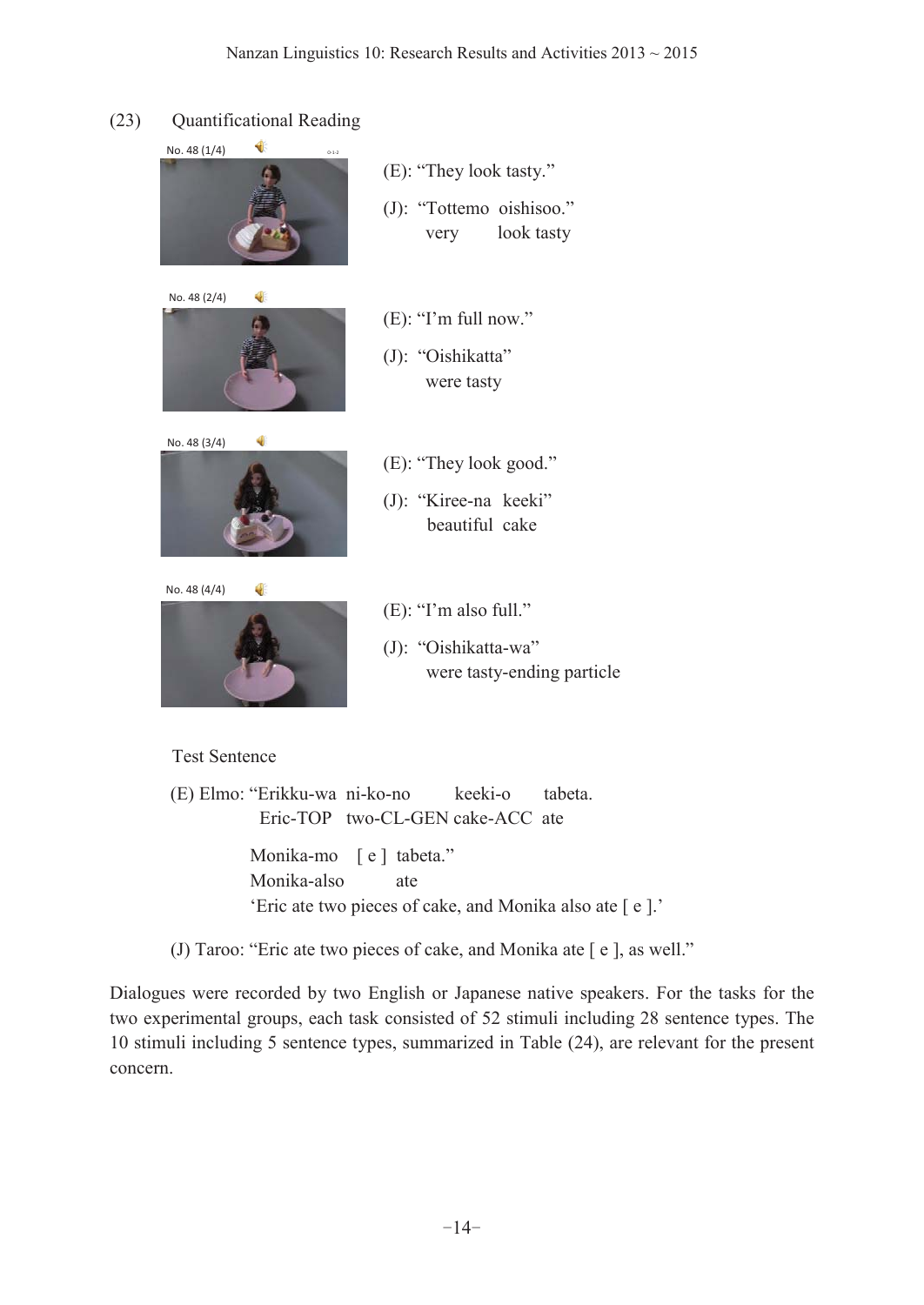(23) Quantificational Reading

No. 48 (1/4)

(E): "They look tasty."

(J): "Tottemo oishisoo."
very look tasty

No. 48 (2/4)

(E): "I'm full now."

(J): "Oishikatta"
were tasty

No. 48 (3/4)

(E): "They look good."

(J): "Kiree-na keeki"
beautiful cake

No. 48 (4/4)

(E): "I'm also full."

(J): "Oishikatta-wa"
were tasty-ending particle

Test Sentence

(E) Elmo: "Erikku-wa ni-ko-no keeki-o tabeta.
Eric-TOP two-CL-GEN cake-ACC ate

Monika-mo [ e ] tabeta."
Monika-also ate
'Eric ate two pieces of cake, and Monika also ate [ e ].'

(J) Taroo: "Eric ate two pieces of cake, and Monika ate [ e ], as well."

Dialogues were recorded by two English or Japanese native speakers. For the tasks for the two experimental groups, each task consisted of 52 stimuli including 28 sentence types. The 10 stimuli including 5 sentence types, summarized in Table (24), are relevant for the present concern.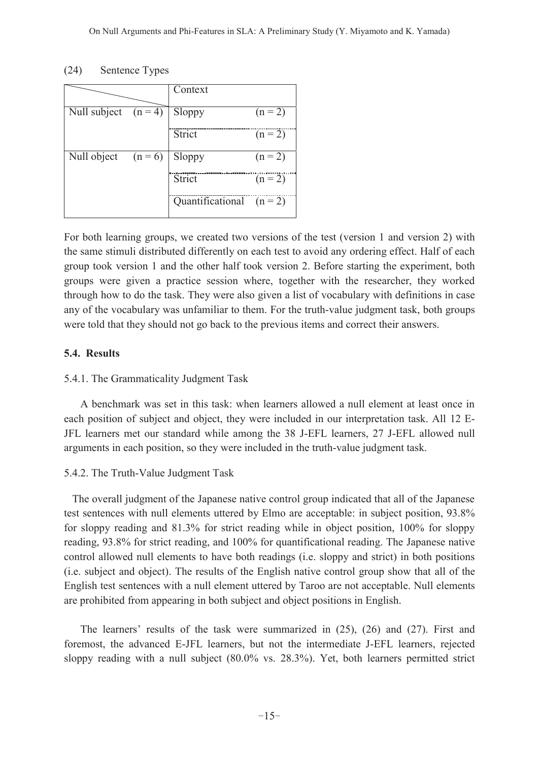(24) Sentence Types

| | | Context | |
|---|---|---|---|
| Null subject | (n = 4) | Sloppy | (n = 2) |
| | | Strict | (n = 2) |
| Null object | (n = 6) | Sloppy | (n = 2) |
| | | Strict | (n = 2) |
| | | Quantificational | (n = 2) |

For both learning groups, we created two versions of the test (version 1 and version 2) with the same stimuli distributed differently on each test to avoid any ordering effect. Half of each group took version 1 and the other half took version 2. Before starting the experiment, both groups were given a practice session where, together with the researcher, they worked through how to do the task. They were also given a list of vocabulary with definitions in case any of the vocabulary was unfamiliar to them. For the truth-value judgment task, both groups were told that they should not go back to the previous items and correct their answers.

### 5.4. Results

#### 5.4.1. The Grammaticality Judgment Task

A benchmark was set in this task: when learners allowed a null element at least once in each position of subject and object, they were included in our interpretation task. All 12 E-JFL learners met our standard while among the 38 J-EFL learners, 27 J-EFL allowed null arguments in each position, so they were included in the truth-value judgment task.

#### 5.4.2. The Truth-Value Judgment Task

The overall judgment of the Japanese native control group indicated that all of the Japanese test sentences with null elements uttered by Elmo are acceptable: in subject position, 93.8% for sloppy reading and 81.3% for strict reading while in object position, 100% for sloppy reading, 93.8% for strict reading, and 100% for quantificational reading. The Japanese native control allowed null elements to have both readings (i.e. sloppy and strict) in both positions (i.e. subject and object). The results of the English native control group show that all of the English test sentences with a null element uttered by Taroo are not acceptable. Null elements are prohibited from appearing in both subject and object positions in English.

The learners' results of the task were summarized in (25), (26) and (27). First and foremost, the advanced E-JFL learners, but not the intermediate J-EFL learners, rejected sloppy reading with a null subject (80.0% vs. 28.3%). Yet, both learners permitted strict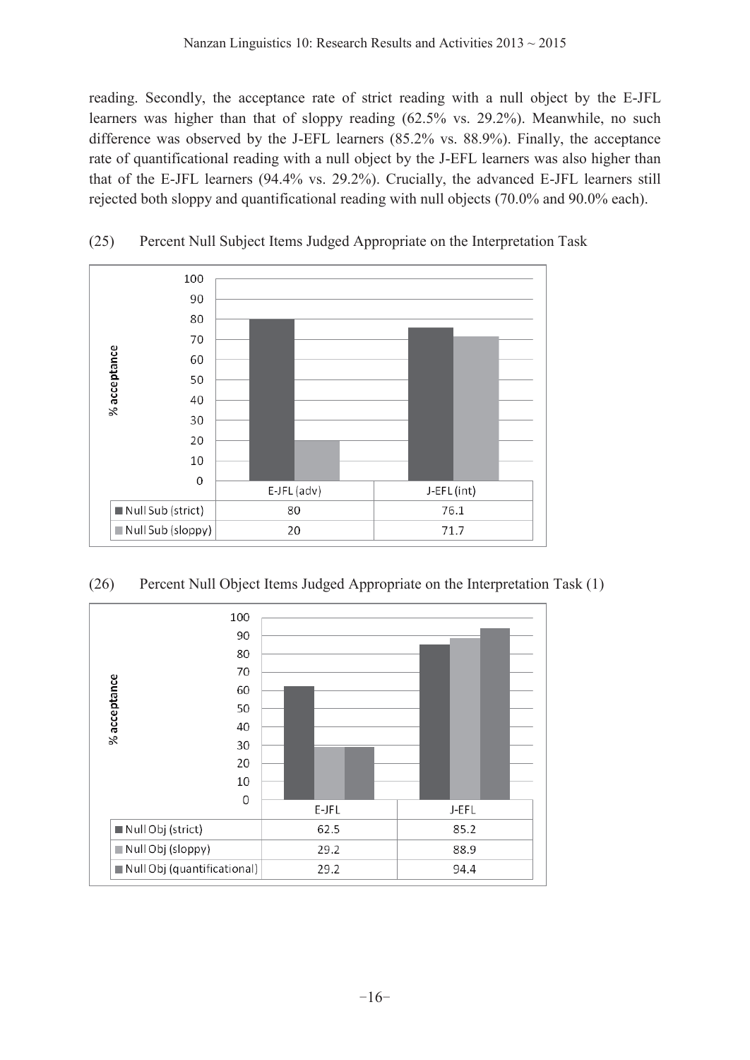reading. Secondly, the acceptance rate of strict reading with a null object by the E-JFL learners was higher than that of sloppy reading (62.5% vs. 29.2%). Meanwhile, no such difference was observed by the J-EFL learners (85.2% vs. 88.9%). Finally, the acceptance rate of quantificational reading with a null object by the J-EFL learners was also higher than that of the E-JFL learners (94.4% vs. 29.2%). Crucially, the advanced E-JFL learners still rejected both sloppy and quantificational reading with null objects (70.0% and 90.0% each).

(25) Percent Null Subject Items Judged Appropriate on the Interpretation Task

| | E-JFL (adv) | J-EFL (int) |
|---|---|---|
| Null Sub (strict) | 80 | 76.1 |
| Null Sub (sloppy) | 20 | 71.7 |

(26) Percent Null Object Items Judged Appropriate on the Interpretation Task (1)

| | E-JFL | J-EFL |
|---|---|---|
| Null Obj (strict) | 62.5 | 85.2 |
| Null Obj (sloppy) | 29.2 | 88.9 |
| Null Obj (quantificational) | 29.2 | 94.4 |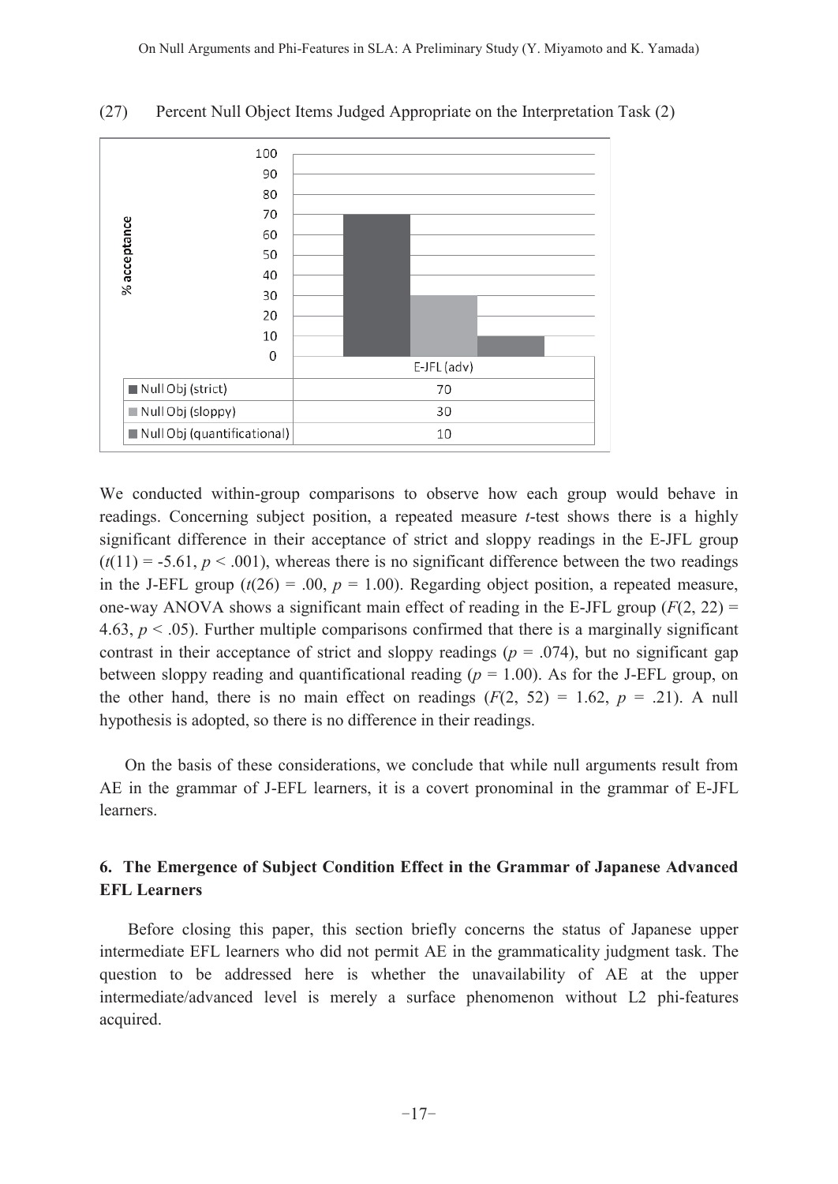(27) Percent Null Object Items Judged Appropriate on the Interpretation Task (2)

| | E-JFL (adv) |
|---|---|
| Null Obj (strict) | 70 |
| Null Obj (sloppy) | 30 |
| Null Obj (quantificational) | 10 |

We conducted within-group comparisons to observe how each group would behave in readings. Concerning subject position, a repeated measure *t*-test shows there is a highly significant difference in their acceptance of strict and sloppy readings in the E-JFL group ($t(11) = -5.61$, $p < .001$), whereas there is no significant difference between the two readings in the J-EFL group ($t(26) = .00$, $p = 1.00$). Regarding object position, a repeated measure, one-way ANOVA shows a significant main effect of reading in the E-JFL group ($F(2, 22) = 4.63$, $p < .05$). Further multiple comparisons confirmed that there is a marginally significant contrast in their acceptance of strict and sloppy readings ($p = .074$), but no significant gap between sloppy reading and quantificational reading ($p = 1.00$). As for the J-EFL group, on the other hand, there is no main effect on readings ($F(2, 52) = 1.62$, $p = .21$). A null hypothesis is adopted, so there is no difference in their readings.

On the basis of these considerations, we conclude that while null arguments result from AE in the grammar of J-EFL learners, it is a covert pronominal in the grammar of E-JFL learners.

## 6. The Emergence of Subject Condition Effect in the Grammar of Japanese Advanced EFL Learners

Before closing this paper, this section briefly concerns the status of Japanese upper intermediate EFL learners who did not permit AE in the grammaticality judgment task. The question to be addressed here is whether the unavailability of AE at the upper intermediate/advanced level is merely a surface phenomenon without L2 phi-features acquired.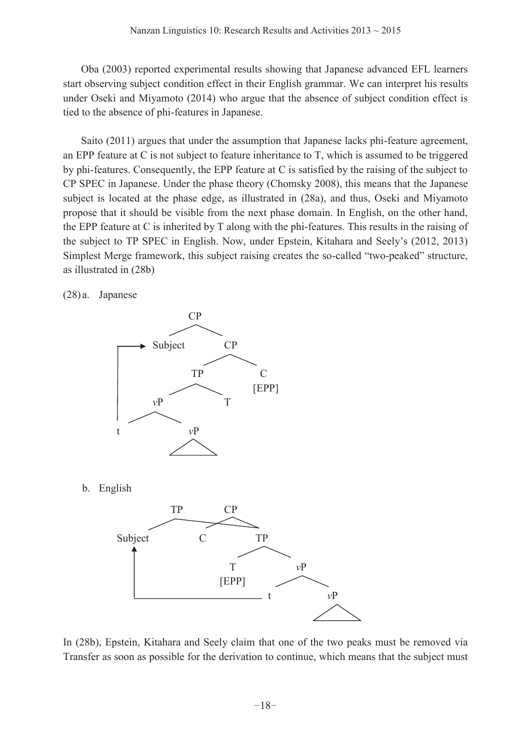Oba (2003) reported experimental results showing that Japanese advanced EFL learners start observing subject condition effect in their English grammar. We can interpret his results under Oseki and Miyamoto (2014) who argue that the absence of subject condition effect is tied to the absence of phi-features in Japanese.

Saito (2011) argues that under the assumption that Japanese lacks phi-feature agreement, an EPP feature at C is not subject to feature inheritance to T, which is assumed to be triggered by phi-features. Consequently, the EPP feature at C is satisfied by the raising of the subject to CP SPEC in Japanese. Under the phase theory (Chomsky 2008), this means that the Japanese subject is located at the phase edge, as illustrated in (28a), and thus, Oseki and Miyamoto propose that it should be visible from the next phase domain. In English, on the other hand, the EPP feature at C is inherited by T along with the phi-features. This results in the raising of the subject to TP SPEC in English. Now, under Epstein, Kitahara and Seely's (2012, 2013) Simplest Merge framework, this subject raising creates the so-called "two-peaked" structure, as illustrated in (28b)

(28) a. Japanese

```
            CP
          /    \
  ┌──> Subject   CP
  │            /    \
  │          TP      C
  │        /    \   [EPP]
  │      vP      T
  │    /    \
  └── t      vP
             /\
```

b. English

```
        TP        CP
      /    \    /    \
 Subject     \ C      \
    ▲         \______  TP
    │                /    \
    │               T      vP
    │             [EPP]  /    \
    └────────────────── t      vP
                               /\
```

In (28b), Epstein, Kitahara and Seely claim that one of the two peaks must be removed via Transfer as soon as possible for the derivation to continue, which means that the subject must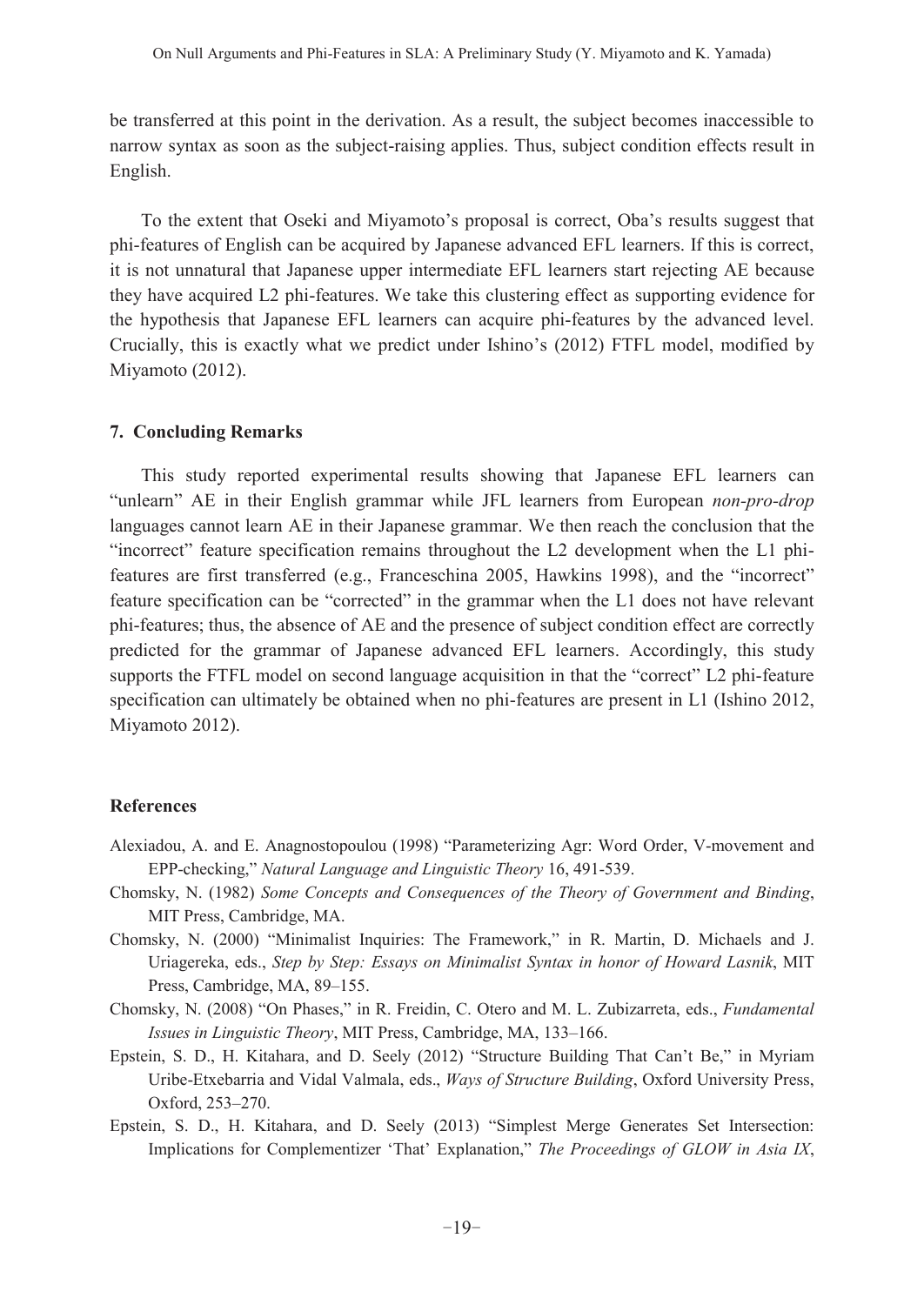be transferred at this point in the derivation. As a result, the subject becomes inaccessible to narrow syntax as soon as the subject-raising applies. Thus, subject condition effects result in English.

To the extent that Oseki and Miyamoto's proposal is correct, Oba's results suggest that phi-features of English can be acquired by Japanese advanced EFL learners. If this is correct, it is not unnatural that Japanese upper intermediate EFL learners start rejecting AE because they have acquired L2 phi-features. We take this clustering effect as supporting evidence for the hypothesis that Japanese EFL learners can acquire phi-features by the advanced level. Crucially, this is exactly what we predict under Ishino's (2012) FTFL model, modified by Miyamoto (2012).

## 7. Concluding Remarks

This study reported experimental results showing that Japanese EFL learners can "unlearn" AE in their English grammar while JFL learners from European *non-pro-drop* languages cannot learn AE in their Japanese grammar. We then reach the conclusion that the "incorrect" feature specification remains throughout the L2 development when the L1 phi-features are first transferred (e.g., Franceschina 2005, Hawkins 1998), and the "incorrect" feature specification can be "corrected" in the grammar when the L1 does not have relevant phi-features; thus, the absence of AE and the presence of subject condition effect are correctly predicted for the grammar of Japanese advanced EFL learners. Accordingly, this study supports the FTFL model on second language acquisition in that the "correct" L2 phi-feature specification can ultimately be obtained when no phi-features are present in L1 (Ishino 2012, Miyamoto 2012).

## References

Alexiadou, A. and E. Anagnostopoulou (1998) "Parameterizing Agr: Word Order, V-movement and EPP-checking," *Natural Language and Linguistic Theory* 16, 491-539.

Chomsky, N. (1982) *Some Concepts and Consequences of the Theory of Government and Binding*, MIT Press, Cambridge, MA.

Chomsky, N. (2000) "Minimalist Inquiries: The Framework," in R. Martin, D. Michaels and J. Uriagereka, eds., *Step by Step: Essays on Minimalist Syntax in honor of Howard Lasnik*, MIT Press, Cambridge, MA, 89–155.

Chomsky, N. (2008) "On Phases," in R. Freidin, C. Otero and M. L. Zubizarreta, eds., *Fundamental Issues in Linguistic Theory*, MIT Press, Cambridge, MA, 133–166.

Epstein, S. D., H. Kitahara, and D. Seely (2012) "Structure Building That Can't Be," in Myriam Uribe-Etxebarria and Vidal Valmala, eds., *Ways of Structure Building*, Oxford University Press, Oxford, 253–270.

Epstein, S. D., H. Kitahara, and D. Seely (2013) "Simplest Merge Generates Set Intersection: Implications for Complementizer 'That' Explanation," *The Proceedings of GLOW in Asia IX*,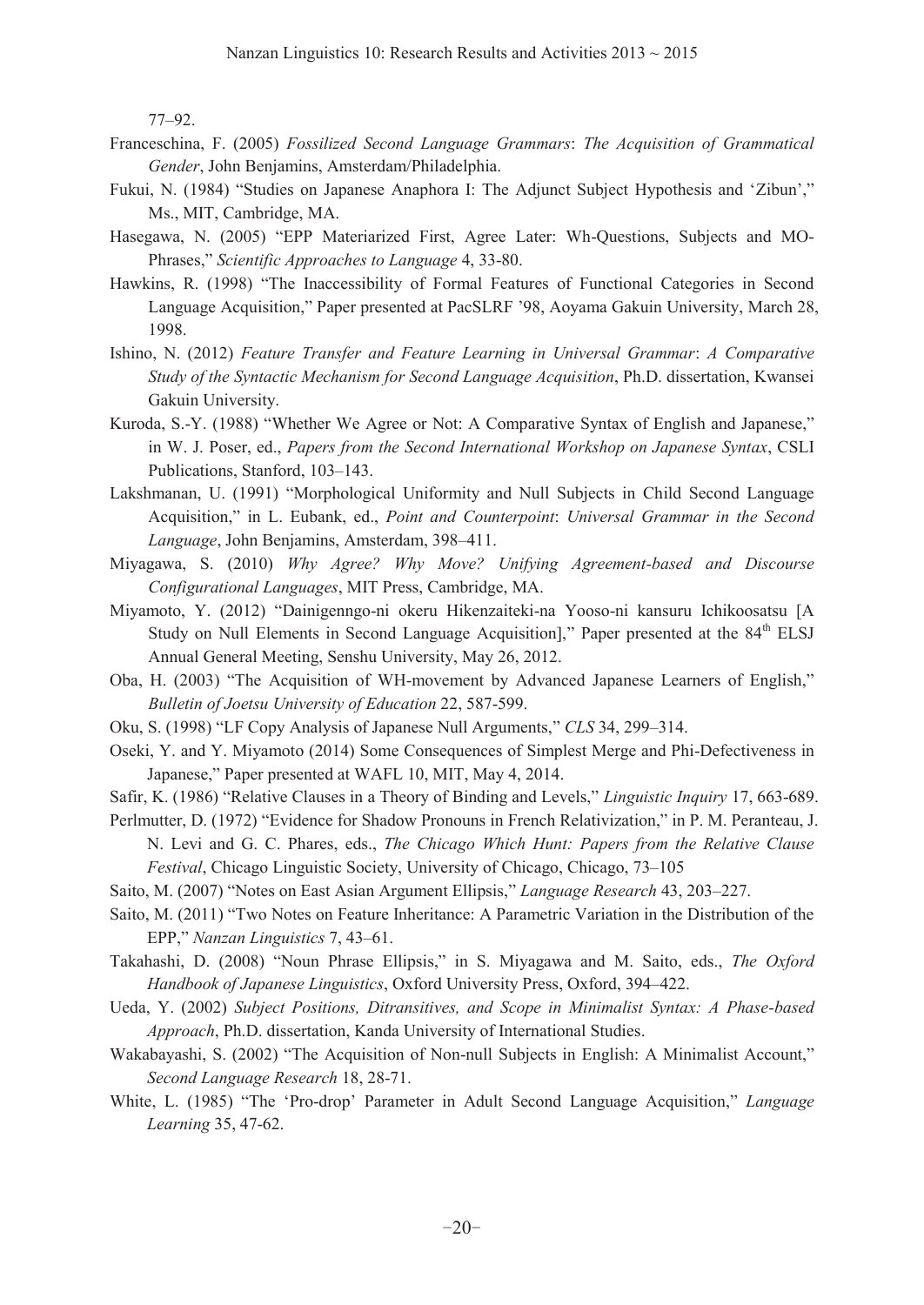77–92.

Franceschina, F. (2005) *Fossilized Second Language Grammars*: *The Acquisition of Grammatical Gender*, John Benjamins, Amsterdam/Philadelphia.

Fukui, N. (1984) "Studies on Japanese Anaphora I: The Adjunct Subject Hypothesis and 'Zibun'," Ms., MIT, Cambridge, MA.

Hasegawa, N. (2005) "EPP Materiarized First, Agree Later: Wh-Questions, Subjects and MO-Phrases," *Scientific Approaches to Language* 4, 33-80.

Hawkins, R. (1998) "The Inaccessibility of Formal Features of Functional Categories in Second Language Acquisition," Paper presented at PacSLRF '98, Aoyama Gakuin University, March 28, 1998.

Ishino, N. (2012) *Feature Transfer and Feature Learning in Universal Grammar*: *A Comparative Study of the Syntactic Mechanism for Second Language Acquisition*, Ph.D. dissertation, Kwansei Gakuin University.

Kuroda, S.-Y. (1988) "Whether We Agree or Not: A Comparative Syntax of English and Japanese," in W. J. Poser, ed., *Papers from the Second International Workshop on Japanese Syntax*, CSLI Publications, Stanford, 103–143.

Lakshmanan, U. (1991) "Morphological Uniformity and Null Subjects in Child Second Language Acquisition," in L. Eubank, ed., *Point and Counterpoint*: *Universal Grammar in the Second Language*, John Benjamins, Amsterdam, 398–411.

Miyagawa, S. (2010) *Why Agree? Why Move? Unifying Agreement-based and Discourse Configurational Languages*, MIT Press, Cambridge, MA.

Miyamoto, Y. (2012) "Dainigenngo-ni okeru Hikenzaiteki-na Yooso-ni kansuru Ichikoosatsu [A Study on Null Elements in Second Language Acquisition]," Paper presented at the 84th ELSJ Annual General Meeting, Senshu University, May 26, 2012.

Oba, H. (2003) "The Acquisition of WH-movement by Advanced Japanese Learners of English," *Bulletin of Joetsu University of Education* 22, 587-599.

Oku, S. (1998) "LF Copy Analysis of Japanese Null Arguments," *CLS* 34, 299–314.

Oseki, Y. and Y. Miyamoto (2014) Some Consequences of Simplest Merge and Phi-Defectiveness in Japanese," Paper presented at WAFL 10, MIT, May 4, 2014.

Safir, K. (1986) "Relative Clauses in a Theory of Binding and Levels," *Linguistic Inquiry* 17, 663-689.

Perlmutter, D. (1972) "Evidence for Shadow Pronouns in French Relativization," in P. M. Peranteau, J. N. Levi and G. C. Phares, eds., *The Chicago Which Hunt: Papers from the Relative Clause Festival*, Chicago Linguistic Society, University of Chicago, Chicago, 73–105

Saito, M. (2007) "Notes on East Asian Argument Ellipsis," *Language Research* 43, 203–227.

Saito, M. (2011) "Two Notes on Feature Inheritance: A Parametric Variation in the Distribution of the EPP," *Nanzan Linguistics* 7, 43–61.

Takahashi, D. (2008) "Noun Phrase Ellipsis," in S. Miyagawa and M. Saito, eds., *The Oxford Handbook of Japanese Linguistics*, Oxford University Press, Oxford, 394–422.

Ueda, Y. (2002) *Subject Positions, Ditransitives, and Scope in Minimalist Syntax: A Phase-based Approach*, Ph.D. dissertation, Kanda University of International Studies.

Wakabayashi, S. (2002) "The Acquisition of Non-null Subjects in English: A Minimalist Account," *Second Language Research* 18, 28-71.

White, L. (1985) "The 'Pro-drop' Parameter in Adult Second Language Acquisition," *Language Learning* 35, 47-62.